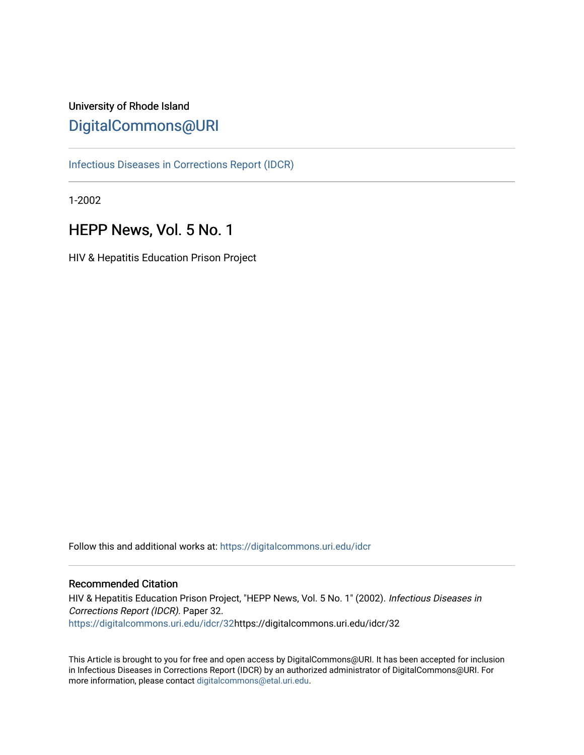University of Rhode Island

# DigitalCommons@URI

Infectious Diseases in Corrections Report (IDCR)

1-2002

## HEPP News, Vol. 5 No. 1

HIV & Hepatitis Education Prison Project

Follow this and additional works at: https://digitalcommons.uri.edu/idcr

### Recommended Citation

HIV & Hepatitis Education Prison Project, "HEPP News, Vol. 5 No. 1" (2002). *Infectious Diseases in Corrections Report (IDCR)*. Paper 32.
https://digitalcommons.uri.edu/idcr/32https://digitalcommons.uri.edu/idcr/32

This Article is brought to you for free and open access by DigitalCommons@URI. It has been accepted for inclusion in Infectious Diseases in Corrections Report (IDCR) by an authorized administrator of DigitalCommons@URI. For more information, please contact digitalcommons@etal.uri.edu.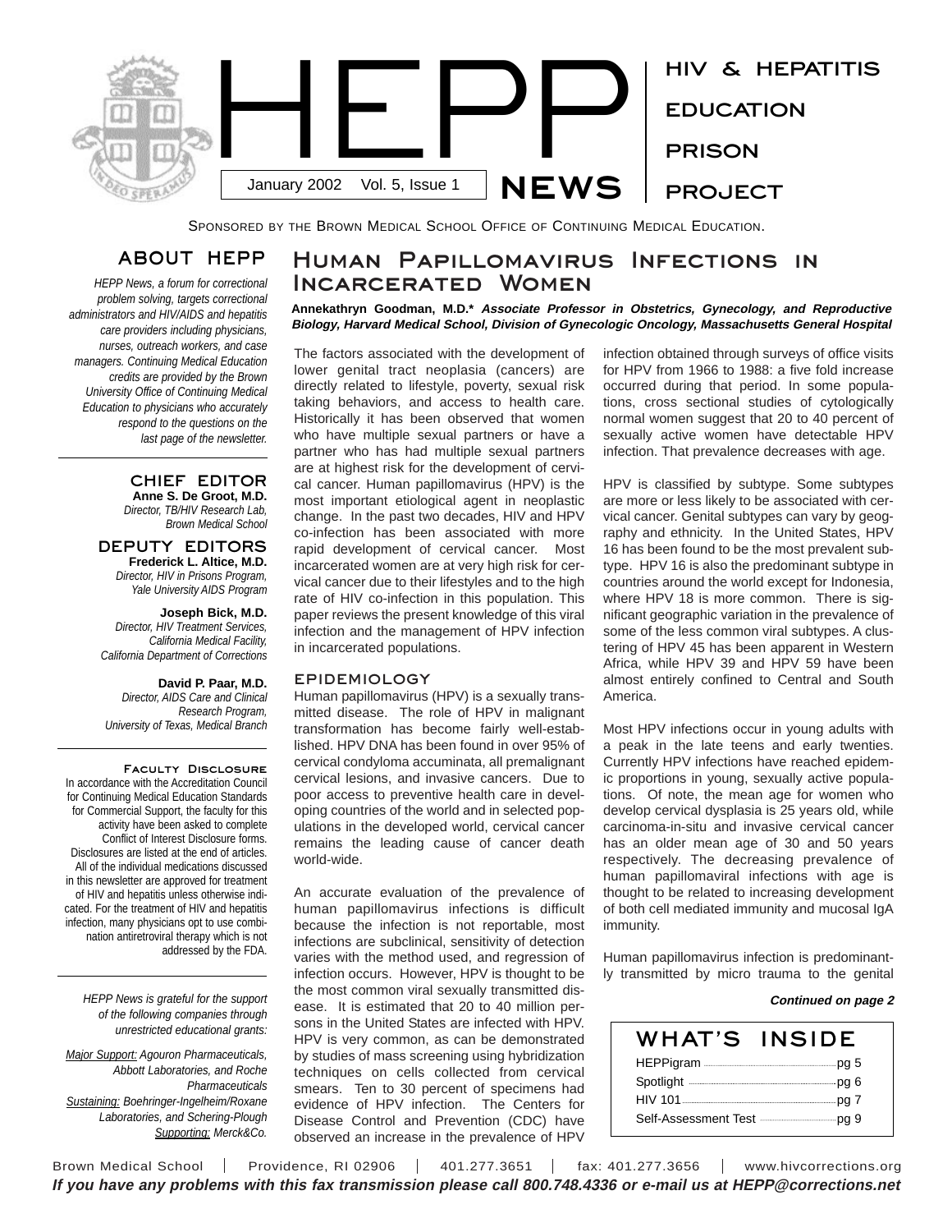# HEPP NEWS

January 2002 Vol. 5, Issue 1

HIV & HEPATITIS EDUCATION PRISON PROJECT

SPONSORED BY THE BROWN MEDICAL SCHOOL OFFICE OF CONTINUING MEDICAL EDUCATION.

## ABOUT HEPP

*HEPP News, a forum for correctional problem solving, targets correctional administrators and HIV/AIDS and hepatitis care providers including physicians, nurses, outreach workers, and case managers. Continuing Medical Education credits are provided by the Brown University Office of Continuing Medical Education to physicians who accurately respond to the questions on the last page of the newsletter.*

### CHIEF EDITOR

**Anne S. De Groot, M.D.**
*Director, TB/HIV Research Lab, Brown Medical School*

### DEPUTY EDITORS

**Frederick L. Altice, M.D.**
*Director, HIV in Prisons Program, Yale University AIDS Program*

**Joseph Bick, M.D.**
*Director, HIV Treatment Services, California Medical Facility, California Department of Corrections*

**David P. Paar, M.D.**
*Director, AIDS Care and Clinical Research Program, University of Texas, Medical Branch*

### FACULTY DISCLOSURE

In accordance with the Accreditation Council for Continuing Medical Education Standards for Commercial Support, the faculty for this activity have been asked to complete Conflict of Interest Disclosure forms. Disclosures are listed at the end of articles. All of the individual medications discussed in this newsletter are approved for treatment of HIV and hepatitis unless otherwise indicated. For the treatment of HIV and hepatitis infection, many physicians opt to use combination antiretroviral therapy which is not addressed by the FDA.

*HEPP News is grateful for the support of the following companies through unrestricted educational grants:*

*Major Support: Agouron Pharmaceuticals, Abbott Laboratories, and Roche Pharmaceuticals*
*Sustaining: Boehringer-Ingelheim/Roxane Laboratories, and Schering-Plough*
*Supporting: Merck&Co.*

## Human Papillomavirus Infections in Incarcerated Women

**Annekathryn Goodman, M.D.*** ***Associate Professor in Obstetrics, Gynecology, and Reproductive Biology, Harvard Medical School, Division of Gynecologic Oncology, Massachusetts General Hospital***

The factors associated with the development of lower genital tract neoplasia (cancers) are directly related to lifestyle, poverty, sexual risk taking behaviors, and access to health care. Historically it has been observed that women who have multiple sexual partners or have a partner who has had multiple sexual partners are at highest risk for the development of cervical cancer. Human papillomavirus (HPV) is the most important etiological agent in neoplastic change. In the past two decades, HIV and HPV co-infection has been associated with more rapid development of cervical cancer. Most incarcerated women are at very high risk for cervical cancer due to their lifestyles and to the high rate of HIV co-infection in this population. This paper reviews the present knowledge of this viral infection and the management of HPV infection in incarcerated populations.

### EPIDEMIOLOGY

Human papillomavirus (HPV) is a sexually transmitted disease. The role of HPV in malignant transformation has become fairly well-established. HPV DNA has been found in over 95% of cervical condyloma accuminata, all premalignant cervical lesions, and invasive cancers. Due to poor access to preventive health care in developing countries of the world and in selected populations in the developed world, cervical cancer remains the leading cause of cancer death world-wide.

An accurate evaluation of the prevalence of human papillomavirus infections is difficult because the infection is not reportable, most infections are subclinical, sensitivity of detection varies with the method used, and regression of infection occurs. However, HPV is thought to be the most common viral sexually transmitted disease. It is estimated that 20 to 40 million persons in the United States are infected with HPV. HPV is very common, as can be demonstrated by studies of mass screening using hybridization techniques on cells collected from cervical smears. Ten to 30 percent of specimens had evidence of HPV infection. The Centers for Disease Control and Prevention (CDC) have observed an increase in the prevalence of HPV infection obtained through surveys of office visits for HPV from 1966 to 1988: a five fold increase occurred during that period. In some populations, cross sectional studies of cytologically normal women suggest that 20 to 40 percent of sexually active women have detectable HPV infection. That prevalence decreases with age.

HPV is classified by subtype. Some subtypes are more or less likely to be associated with cervical cancer. Genital subtypes can vary by geography and ethnicity. In the United States, HPV 16 has been found to be the most prevalent subtype. HPV 16 is also the predominant subtype in countries around the world except for Indonesia, where HPV 18 is more common. There is significant geographic variation in the prevalence of some of the less common viral subtypes. A clustering of HPV 45 has been apparent in Western Africa, while HPV 39 and HPV 59 have been almost entirely confined to Central and South America.

Most HPV infections occur in young adults with a peak in the late teens and early twenties. Currently HPV infections have reached epidemic proportions in young, sexually active populations. Of note, the mean age for women who develop cervical dysplasia is 25 years old, while carcinoma-in-situ and invasive cervical cancer has an older mean age of 30 and 50 years respectively. The decreasing prevalence of human papillomaviral infections with age is thought to be related to increasing development of both cell mediated immunity and mucosal IgA immunity.

Human papillomavirus infection is predominantly transmitted by micro trauma to the genital

***Continued on page 2***

## WHAT'S INSIDE

| | |
|---|---|
| HEPPigram | pg 5 |
| Spotlight | pg 6 |
| HIV 101 | pg 7 |
| Self-Assessment Test | pg 9 |

Brown Medical School | Providence, RI 02906 | 401.277.3651 | fax: 401.277.3656 | www.hivcorrections.org

***If you have any problems with this fax transmission please call 800.748.4336 or e-mail us at HEPP@corrections.net***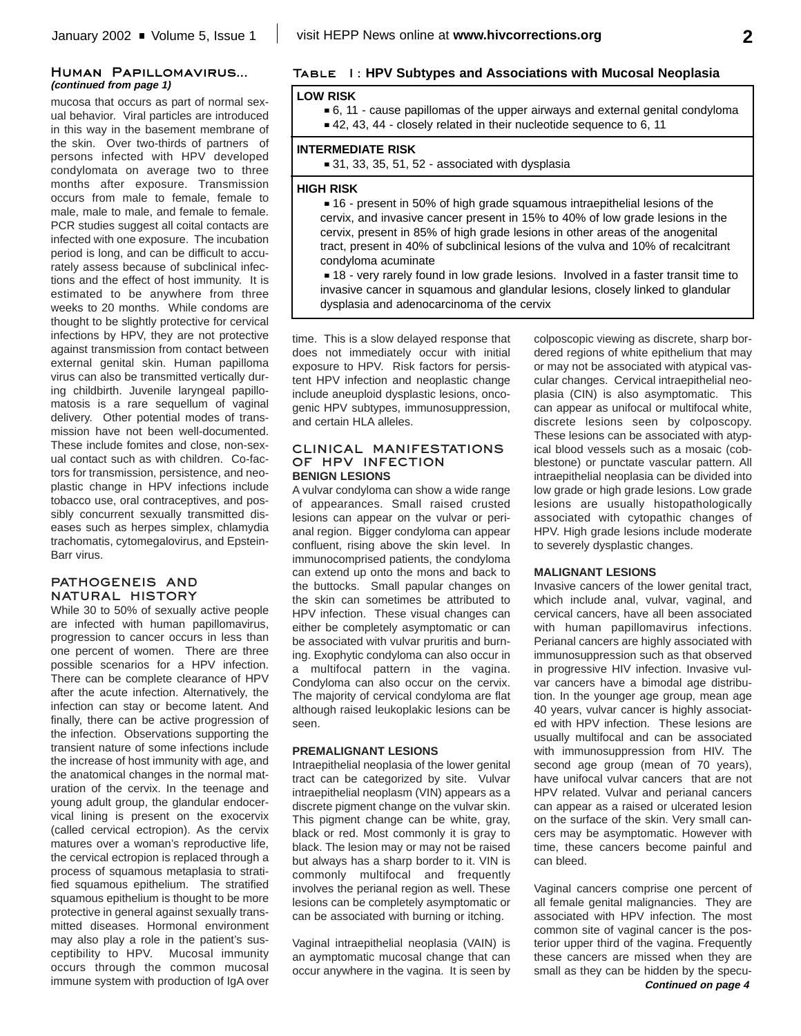## Human Papillomavirus...

***(continued from page 1)***

mucosa that occurs as part of normal sexual behavior. Viral particles are introduced in this way in the basement membrane of the skin. Over two-thirds of partners of persons infected with HPV developed condylomata on average two to three months after exposure. Transmission occurs from male to female, female to male, male to male, and female to female. PCR studies suggest all coital contacts are infected with one exposure. The incubation period is long, and can be difficult to accurately assess because of subclinical infections and the effect of host immunity. It is estimated to be anywhere from three weeks to 20 months. While condoms are thought to be slightly protective for cervical infections by HPV, they are not protective against transmission from contact between external genital skin. Human papilloma virus can also be transmitted vertically during childbirth. Juvenile laryngeal papillomatosis is a rare sequellum of vaginal delivery. Other potential modes of transmission have not been well-documented. These include fomites and close, non-sexual contact such as with children. Co-factors for transmission, persistence, and neoplastic change in HPV infections include tobacco use, oral contraceptives, and possibly concurrent sexually transmitted diseases such as herpes simplex, chlamydia trachomatis, cytomegalovirus, and Epstein-Barr virus.

## PATHOGENEIS AND NATURAL HISTORY

While 30 to 50% of sexually active people are infected with human papillomavirus, progression to cancer occurs in less than one percent of women. There are three possible scenarios for a HPV infection. There can be complete clearance of HPV after the acute infection. Alternatively, the infection can stay or become latent. And finally, there can be active progression of the infection. Observations supporting the transient nature of some infections include the increase of host immunity with age, and the anatomical changes in the normal maturation of the cervix. In the teenage and young adult group, the glandular endocervical lining is present on the exocervix (called cervical ectropion). As the cervix matures over a woman's reproductive life, the cervical ectropion is replaced through a process of squamous metaplasia to stratified squamous epithelium. The stratified squamous epithelium is thought to be more protective in general against sexually transmitted diseases. Hormonal environment may also play a role in the patient's susceptibility to HPV. Mucosal immunity occurs through the common mucosal immune system with production of IgA over time. This is a slow delayed response that does not immediately occur with initial exposure to HPV. Risk factors for persistent HPV infection and neoplastic change include aneuploid dysplastic lesions, oncogenic HPV subtypes, immunosuppression, and certain HLA alleles.

**Table I: HPV Subtypes and Associations with Mucosal Neoplasia**

| |
|---|
| **LOW RISK** |
| ▪ 6, 11 - cause papillomas of the upper airways and external genital condyloma<br>▪ 42, 43, 44 - closely related in their nucleotide sequence to 6, 11 |
| **INTERMEDIATE RISK** |
| ▪ 31, 33, 35, 51, 52 - associated with dysplasia |
| **HIGH RISK** |
| ▪ 16 - present in 50% of high grade squamous intraepithelial lesions of the cervix, and invasive cancer present in 15% to 40% of low grade lesions in the cervix, present in 85% of high grade lesions in other areas of the anogenital tract, present in 40% of subclinical lesions of the vulva and 10% of recalcitrant condyloma acuminate<br>▪ 18 - very rarely found in low grade lesions. Involved in a faster transit time to invasive cancer in squamous and glandular lesions, closely linked to glandular dysplasia and adenocarcinoma of the cervix |

## CLINICAL MANIFESTATIONS OF HPV INFECTION

### BENIGN LESIONS

A vulvar condyloma can show a wide range of appearances. Small raised crusted lesions can appear on the vulvar or perianal region. Bigger condyloma can appear confluent, rising above the skin level. In immunocomprised patients, the condyloma can extend up onto the mons and back to the buttocks. Small papular changes on the skin can sometimes be attributed to HPV infection. These visual changes can either be completely asymptomatic or can be associated with vulvar pruritis and burning. Exophytic condyloma can also occur in a multifocal pattern in the vagina. Condyloma can also occur on the cervix. The majority of cervical condyloma are flat although raised leukoplakic lesions can be seen.

### PREMALIGNANT LESIONS

Intraepithelial neoplasia of the lower genital tract can be categorized by site. Vulvar intraepithelial neoplasm (VIN) appears as a discrete pigment change on the vulvar skin. This pigment change can be white, gray, black or red. Most commonly it is gray to black. The lesion may or may not be raised but always has a sharp border to it. VIN is commonly multifocal and frequently involves the perianal region as well. These lesions can be completely asymptomatic or can be associated with burning or itching.

Vaginal intraepithelial neoplasia (VAIN) is an aymptomatic mucosal change that can occur anywhere in the vagina. It is seen by colposcopic viewing as discrete, sharp bordered regions of white epithelium that may or may not be associated with atypical vascular changes. Cervical intraepithelial neoplasia (CIN) is also asymptomatic. This can appear as unifocal or multifocal white, discrete lesions seen by colposcopy. These lesions can be associated with atypical blood vessels such as a mosaic (cobblestone) or punctate vascular pattern. All intraepithelial neoplasia can be divided into low grade or high grade lesions. Low grade lesions are usually histopathologically associated with cytopathic changes of HPV. High grade lesions include moderate to severely dysplastic changes.

### MALIGNANT LESIONS

Invasive cancers of the lower genital tract, which include anal, vulvar, vaginal, and cervical cancers, have all been associated with human papillomavirus infections. Perianal cancers are highly associated with immunosuppression such as that observed in progressive HIV infection. Invasive vulvar cancers have a bimodal age distribution. In the younger age group, mean age 40 years, vulvar cancer is highly associated with HPV infection. These lesions are usually multifocal and can be associated with immunosuppression from HIV. The second age group (mean of 70 years), have unifocal vulvar cancers that are not HPV related. Vulvar and perianal cancers can appear as a raised or ulcerated lesion on the surface of the skin. Very small cancers may be asymptomatic. However with time, these cancers become painful and can bleed.

Vaginal cancers comprise one percent of all female genital malignancies. They are associated with HPV infection. The most common site of vaginal cancer is the posterior upper third of the vagina. Frequently these cancers are missed when they are small as they can be hidden by the specu-

***Continued on page 4***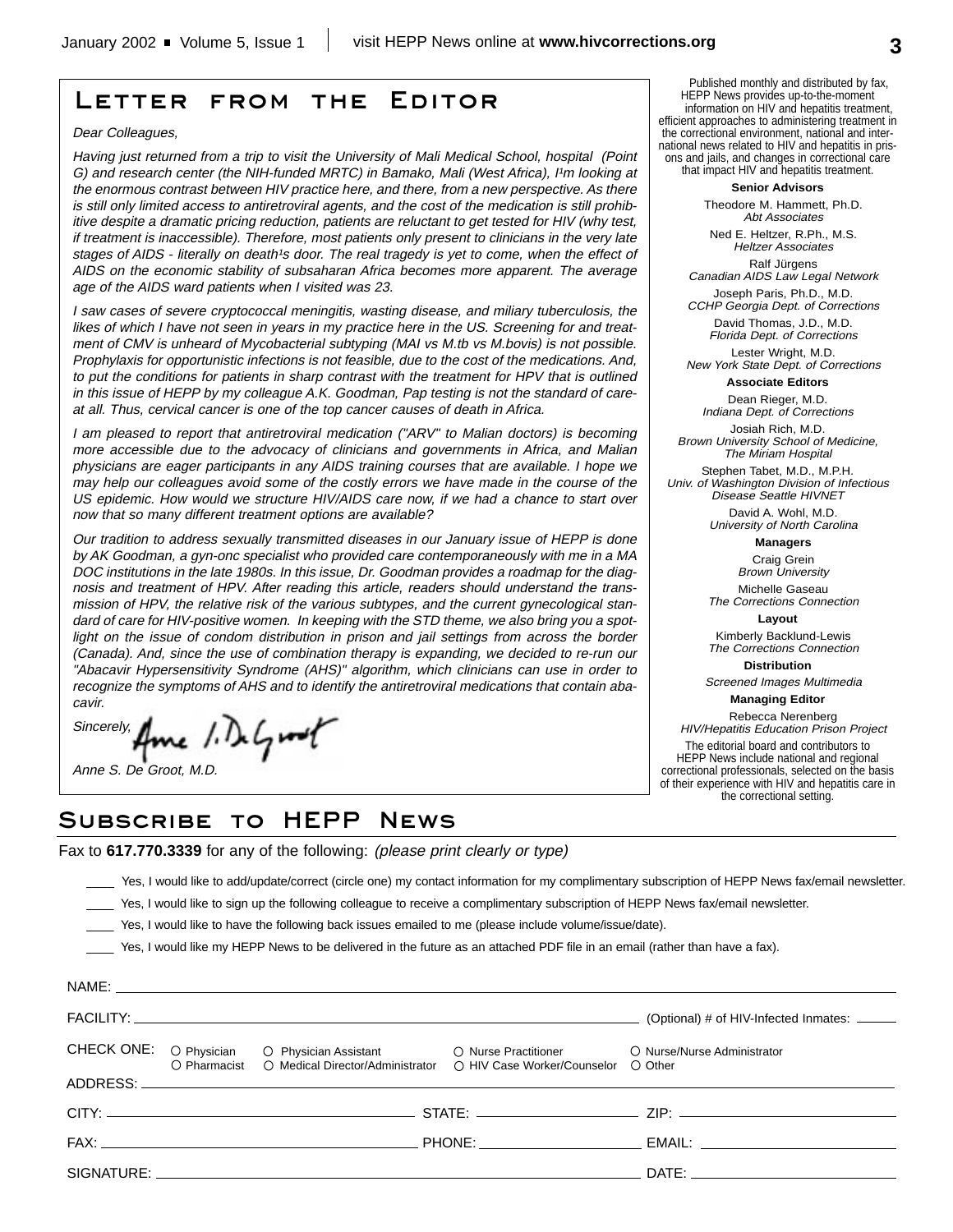# Letter from the Editor

*Dear Colleagues,*

*Having just returned from a trip to visit the University of Mali Medical School, hospital (Point G) and research center (the NIH-funded MRTC) in Bamako, Mali (West Africa), I¹m looking at the enormous contrast between HIV practice here, and there, from a new perspective. As there is still only limited access to antiretroviral agents, and the cost of the medication is still prohibitive despite a dramatic pricing reduction, patients are reluctant to get tested for HIV (why test, if treatment is inaccessible). Therefore, most patients only present to clinicians in the very late stages of AIDS - literally on death¹s door. The real tragedy is yet to come, when the effect of AIDS on the economic stability of subsaharan Africa becomes more apparent. The average age of the AIDS ward patients when I visited was 23.*

*I saw cases of severe cryptococcal meningitis, wasting disease, and miliary tuberculosis, the likes of which I have not seen in years in my practice here in the US. Screening for and treatment of CMV is unheard of Mycobacterial subtyping (MAI vs M.tb vs M.bovis) is not possible. Prophylaxis for opportunistic infections is not feasible, due to the cost of the medications. And, to put the conditions for patients in sharp contrast with the treatment for HPV that is outlined in this issue of HEPP by my colleague A.K. Goodman, Pap testing is not the standard of care-at all. Thus, cervical cancer is one of the top cancer causes of death in Africa.*

*I am pleased to report that antiretroviral medication ("ARV" to Malian doctors) is becoming more accessible due to the advocacy of clinicians and governments in Africa, and Malian physicians are eager participants in any AIDS training courses that are available. I hope we may help our colleagues avoid some of the costly errors we have made in the course of the US epidemic. How would we structure HIV/AIDS care now, if we had a chance to start over now that so many different treatment options are available?*

*Our tradition to address sexually transmitted diseases in our January issue of HEPP is done by AK Goodman, a gyn-onc specialist who provided care contemporaneously with me in a MA DOC institutions in the late 1980s. In this issue, Dr. Goodman provides a roadmap for the diagnosis and treatment of HPV. After reading this article, readers should understand the transmission of HPV, the relative risk of the various subtypes, and the current gynecological standard of care for HIV-positive women. In keeping with the STD theme, we also bring you a spotlight on the issue of condom distribution in prison and jail settings from across the border (Canada). And, since the use of combination therapy is expanding, we decided to re-run our "Abacavir Hypersensitivity Syndrome (AHS)" algorithm, which clinicians can use in order to recognize the symptoms of AHS and to identify the antiretroviral medications that contain abacavir.*

*Sincerely,*

*Anne S. De Groot, M.D.*

Published monthly and distributed by fax, HEPP News provides up-to-the-moment information on HIV and hepatitis treatment, efficient approaches to administering treatment in the correctional environment, national and international news related to HIV and hepatitis in prisons and jails, and changes in correctional care that impact HIV and hepatitis treatment.

**Senior Advisors**

Theodore M. Hammett, Ph.D.
*Abt Associates*

Ned E. Heltzer, R.Ph., M.S.
*Heltzer Associates*

Ralf Jürgens
*Canadian AIDS Law Legal Network*

Joseph Paris, Ph.D., M.D.
*CCHP Georgia Dept. of Corrections*

David Thomas, J.D., M.D.
*Florida Dept. of Corrections*

Lester Wright, M.D.
*New York State Dept. of Corrections*

**Associate Editors**

Dean Rieger, M.D.
*Indiana Dept. of Corrections*

Josiah Rich, M.D.
*Brown University School of Medicine, The Miriam Hospital*

Stephen Tabet, M.D., M.P.H.
*Univ. of Washington Division of Infectious Disease Seattle HIVNET*

David A. Wohl, M.D.
*University of North Carolina*

**Managers**

Craig Grein
*Brown University*

Michelle Gaseau
*The Corrections Connection*

**Layout**

Kimberly Backlund-Lewis
*The Corrections Connection*

**Distribution**

*Screened Images Multimedia*

**Managing Editor**

Rebecca Nerenberg
*HIV/Hepatitis Education Prison Project*

The editorial board and contributors to HEPP News include national and regional correctional professionals, selected on the basis of their experience with HIV and hepatitis care in the correctional setting.

# Subscribe to HEPP News

Fax to **617.770.3339** for any of the following: *(please print clearly or type)*

____ Yes, I would like to add/update/correct (circle one) my contact information for my complimentary subscription of HEPP News fax/email newsletter.

____ Yes, I would like to sign up the following colleague to receive a complimentary subscription of HEPP News fax/email newsletter.

____ Yes, I would like to have the following back issues emailed to me (please include volume/issue/date).

____ Yes, I would like my HEPP News to be delivered in the future as an attached PDF file in an email (rather than have a fax).

NAME: ______________________________

FACILITY: ______________________________ (Optional) # of HIV-Infected Inmates: ______

CHECK ONE: ○ Physician ○ Physician Assistant ○ Nurse Practitioner ○ Nurse/Nurse Administrator ○ Pharmacist ○ Medical Director/Administrator ○ HIV Case Worker/Counselor ○ Other

ADDRESS: ______________________________

CITY: ____________ STATE: ____________ ZIP: ____________

FAX: ____________ PHONE: ____________ EMAIL: ____________

SIGNATURE: ______________________________ DATE: ____________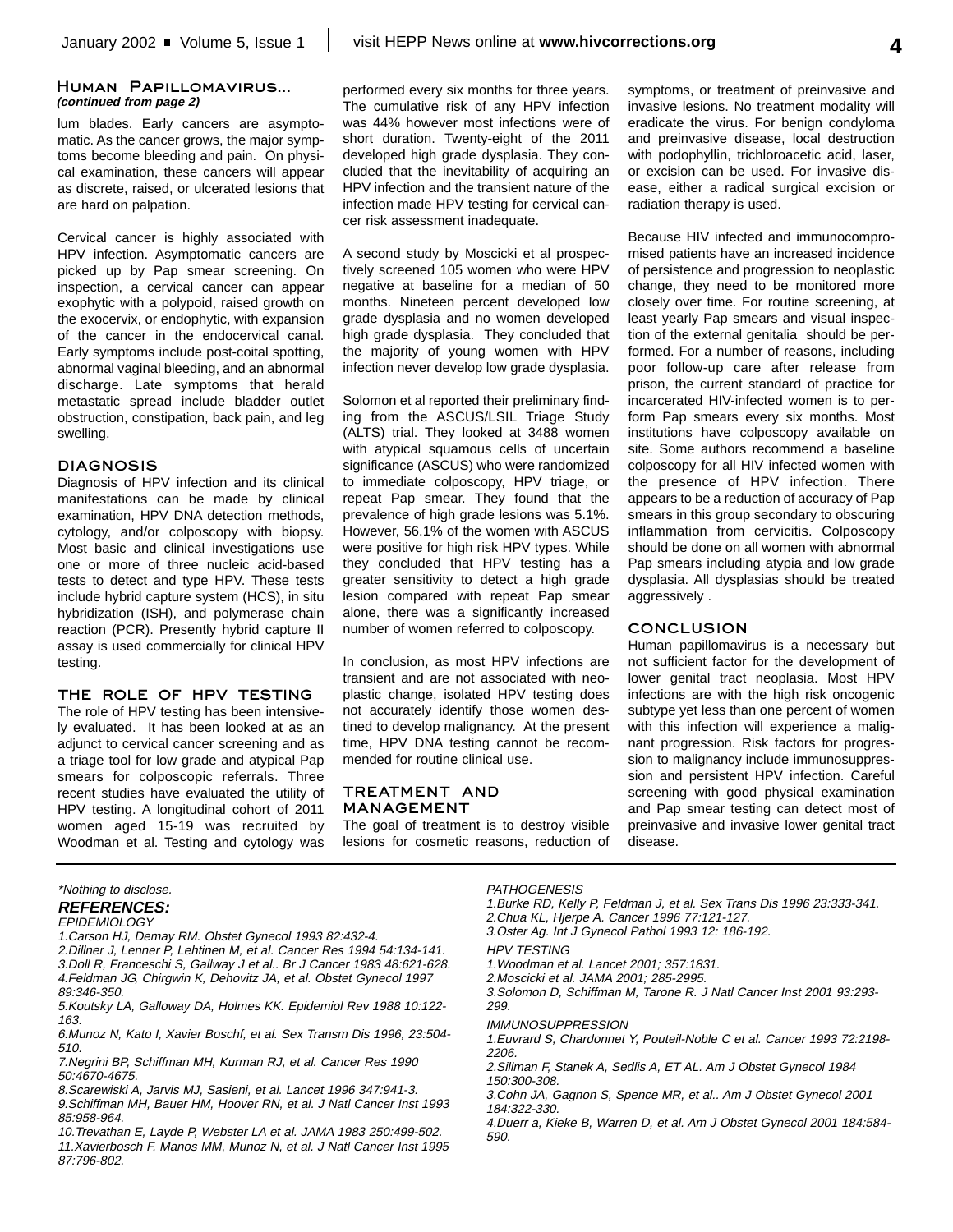## Human Papillomavirus...

***(continued from page 2)***

lum blades. Early cancers are asymptomatic. As the cancer grows, the major symptoms become bleeding and pain. On physical examination, these cancers will appear as discrete, raised, or ulcerated lesions that are hard on palpation.

Cervical cancer is highly associated with HPV infection. Asymptomatic cancers are picked up by Pap smear screening. On inspection, a cervical cancer can appear exophytic with a polypoid, raised growth on the exocervix, or endophytic, with expansion of the cancer in the endocervical canal. Early symptoms include post-coital spotting, abnormal vaginal bleeding, and an abnormal discharge. Late symptoms that herald metastatic spread include bladder outlet obstruction, constipation, back pain, and leg swelling.

### DIAGNOSIS

Diagnosis of HPV infection and its clinical manifestations can be made by clinical examination, HPV DNA detection methods, cytology, and/or colposcopy with biopsy. Most basic and clinical investigations use one or more of three nucleic acid-based tests to detect and type HPV. These tests include hybrid capture system (HCS), in situ hybridization (ISH), and polymerase chain reaction (PCR). Presently hybrid capture II assay is used commercially for clinical HPV testing.

### THE ROLE OF HPV TESTING

The role of HPV testing has been intensively evaluated. It has been looked at as an adjunct to cervical cancer screening and as a triage tool for low grade and atypical Pap smears for colposcopic referrals. Three recent studies have evaluated the utility of HPV testing. A longitudinal cohort of 2011 women aged 15-19 was recruited by Woodman et al. Testing and cytology was performed every six months for three years. The cumulative risk of any HPV infection was 44% however most infections were of short duration. Twenty-eight of the 2011 developed high grade dysplasia. They concluded that the inevitability of acquiring an HPV infection and the transient nature of the infection made HPV testing for cervical cancer risk assessment inadequate.

A second study by Moscicki et al prospectively screened 105 women who were HPV negative at baseline for a median of 50 months. Nineteen percent developed low grade dysplasia and no women developed high grade dysplasia. They concluded that the majority of young women with HPV infection never develop low grade dysplasia.

Solomon et al reported their preliminary finding from the ASCUS/LSIL Triage Study (ALTS) trial. They looked at 3488 women with atypical squamous cells of uncertain significance (ASCUS) who were randomized to immediate colposcopy, HPV triage, or repeat Pap smear. They found that the prevalence of high grade lesions was 5.1%. However, 56.1% of the women with ASCUS were positive for high risk HPV types. While they concluded that HPV testing has a greater sensitivity to detect a high grade lesion compared with repeat Pap smear alone, there was a significantly increased number of women referred to colposcopy.

In conclusion, as most HPV infections are transient and are not associated with neoplastic change, isolated HPV testing does not accurately identify those women destined to develop malignancy. At the present time, HPV DNA testing cannot be recommended for routine clinical use.

### TREATMENT AND MANAGEMENT

The goal of treatment is to destroy visible lesions for cosmetic reasons, reduction of symptoms, or treatment of preinvasive and invasive lesions. No treatment modality will eradicate the virus. For benign condyloma and preinvasive disease, local destruction with podophyllin, trichloroacetic acid, laser, or excision can be used. For invasive disease, either a radical surgical excision or radiation therapy is used.

Because HIV infected and immunocompromised patients have an increased incidence of persistence and progression to neoplastic change, they need to be monitored more closely over time. For routine screening, at least yearly Pap smears and visual inspection of the external genitalia should be performed. For a number of reasons, including poor follow-up care after release from prison, the current standard of practice for incarcerated HIV-infected women is to perform Pap smears every six months. Most institutions have colposcopy available on site. Some authors recommend a baseline colposcopy for all HIV infected women with the presence of HPV infection. There appears to be a reduction of accuracy of Pap smears in this group secondary to obscuring inflammation from cervicitis. Colposcopy should be done on all women with abnormal Pap smears including atypia and low grade dysplasia. All dysplasias should be treated aggressively .

### CONCLUSION

Human papillomavirus is a necessary but not sufficient factor for the development of lower genital tract neoplasia. Most HPV infections are with the high risk oncogenic subtype yet less than one percent of women with this infection will experience a malignant progression. Risk factors for progression to malignancy include immunosuppression and persistent HPV infection. Careful screening with good physical examination and Pap smear testing can detect most of preinvasive and invasive lower genital tract disease.

*\*Nothing to disclose.*

***REFERENCES:***

*EPIDEMIOLOGY*

*1.Carson HJ, Demay RM. Obstet Gynecol 1993 82:432-4.*
*2.Dillner J, Lenner P, Lehtinen M, et al. Cancer Res 1994 54:134-141.*
*3.Doll R, Franceschi S, Gallway J et al.. Br J Cancer 1983 48:621-628.*
*4.Feldman JG, Chirgwin K, Dehovitz JA, et al. Obstet Gynecol 1997 89:346-350.*
*5.Koutsky LA, Galloway DA, Holmes KK. Epidemiol Rev 1988 10:122-163.*
*6.Munoz N, Kato I, Xavier Boschf, et al. Sex Transm Dis 1996, 23:504-510.*
*7.Negrini BP, Schiffman MH, Kurman RJ, et al. Cancer Res 1990 50:4670-4675.*
*8.Scarewiski A, Jarvis MJ, Sasieni, et al. Lancet 1996 347:941-3.*
*9.Schiffman MH, Bauer HM, Hoover RN, et al. J Natl Cancer Inst 1993 85:958-964.*
*10.Trevathan E, Layde P, Webster LA et al. JAMA 1983 250:499-502.*
*11.Xavierbosch F, Manos MM, Munoz N, et al. J Natl Cancer Inst 1995 87:796-802.*

*PATHOGENESIS*

*1.Burke RD, Kelly P, Feldman J, et al. Sex Trans Dis 1996 23:333-341.*
*2.Chua KL, Hjerpe A. Cancer 1996 77:121-127.*
*3.Oster Ag. Int J Gynecol Pathol 1993 12: 186-192.*

*HPV TESTING*

*1.Woodman et al. Lancet 2001; 357:1831.*
*2.Moscicki et al. JAMA 2001; 285-2995.*
*3.Solomon D, Schiffman M, Tarone R. J Natl Cancer Inst 2001 93:293-299.*

*IMMUNOSUPPRESSION*

*1.Euvrard S, Chardonnet Y, Pouteil-Noble C et al. Cancer 1993 72:2198-2206.*
*2.Sillman F, Stanek A, Sedlis A, ET AL. Am J Obstet Gynecol 1984 150:300-308.*
*3.Cohn JA, Gagnon S, Spence MR, et al.. Am J Obstet Gynecol 2001 184:322-330.*
*4.Duerr a, Kieke B, Warren D, et al. Am J Obstet Gynecol 2001 184:584-590.*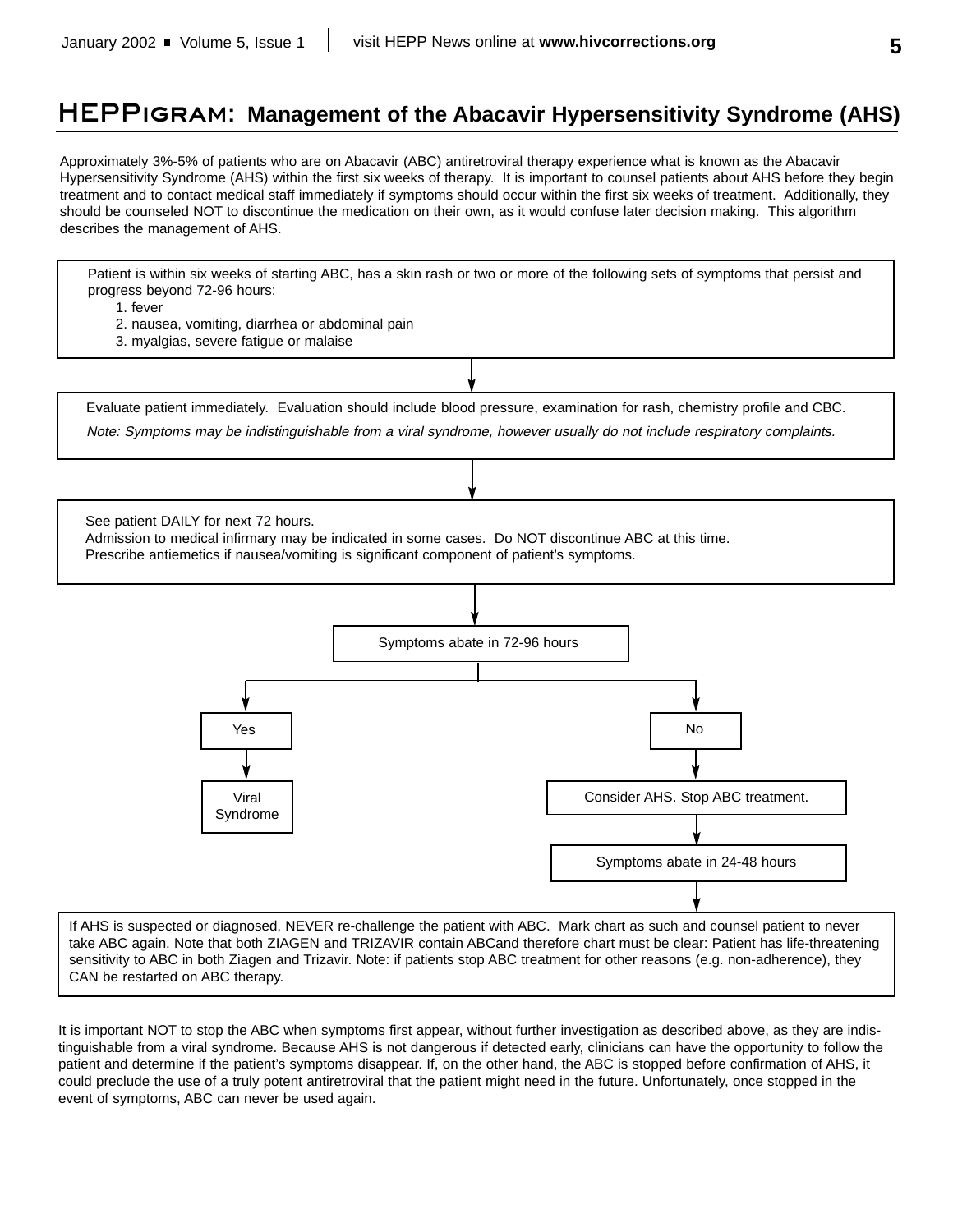## HEPPIGRAM: Management of the Abacavir Hypersensitivity Syndrome (AHS)

Approximately 3%-5% of patients who are on Abacavir (ABC) antiretroviral therapy experience what is known as the Abacavir Hypersensitivity Syndrome (AHS) within the first six weeks of therapy. It is important to counsel patients about AHS before they begin treatment and to contact medical staff immediately if symptoms should occur within the first six weeks of treatment. Additionally, they should be counseled NOT to discontinue the medication on their own, as it would confuse later decision making. This algorithm describes the management of AHS.

Patient is within six weeks of starting ABC, has a skin rash or two or more of the following sets of symptoms that persist and progress beyond 72-96 hours:

1. fever
2. nausea, vomiting, diarrhea or abdominal pain
3. myalgias, severe fatigue or malaise

↓

Evaluate patient immediately. Evaluation should include blood pressure, examination for rash, chemistry profile and CBC.

*Note: Symptoms may be indistinguishable from a viral syndrome, however usually do not include respiratory complaints.*

↓

See patient DAILY for next 72 hours.
Admission to medical infirmary may be indicated in some cases. Do NOT discontinue ABC at this time.
Prescribe antiemetics if nausea/vomiting is significant component of patient's symptoms.

↓

Symptoms abate in 72-96 hours

- Yes → Viral Syndrome
- No → Consider AHS. Stop ABC treatment. → Symptoms abate in 24-48 hours

↓

If AHS is suspected or diagnosed, NEVER re-challenge the patient with ABC. Mark chart as such and counsel patient to never take ABC again. Note that both ZIAGEN and TRIZAVIR contain ABCand therefore chart must be clear: Patient has life-threatening sensitivity to ABC in both Ziagen and Trizavir. Note: if patients stop ABC treatment for other reasons (e.g. non-adherence), they CAN be restarted on ABC therapy.

It is important NOT to stop the ABC when symptoms first appear, without further investigation as described above, as they are indistinguishable from a viral syndrome. Because AHS is not dangerous if detected early, clinicians can have the opportunity to follow the patient and determine if the patient's symptoms disappear. If, on the other hand, the ABC is stopped before confirmation of AHS, it could preclude the use of a truly potent antiretroviral that the patient might need in the future. Unfortunately, once stopped in the event of symptoms, ABC can never be used again.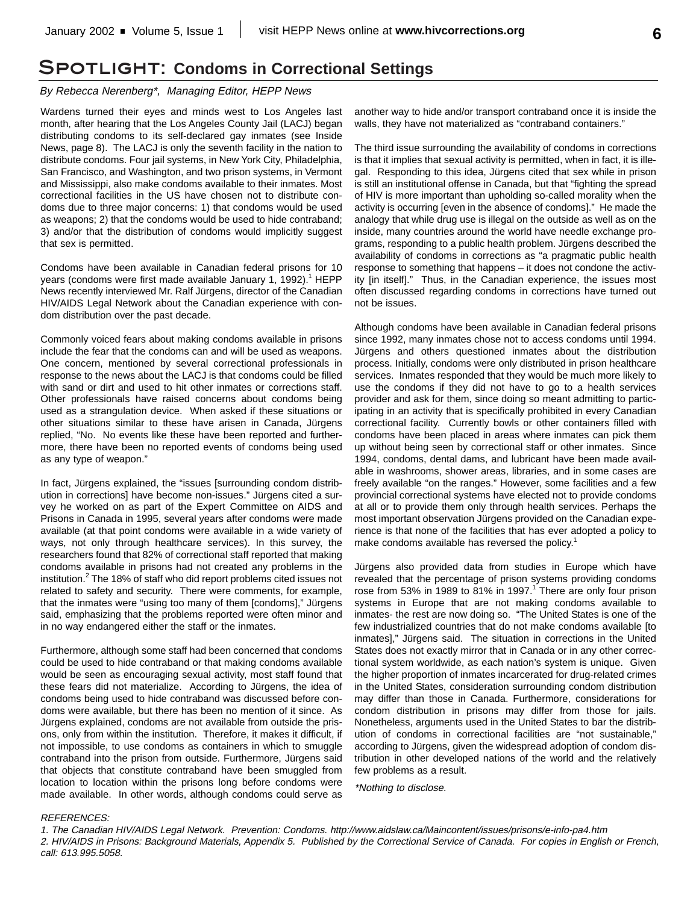# Spotlight: Condoms in Correctional Settings

*By Rebecca Nerenberg\*, Managing Editor, HEPP News*

Wardens turned their eyes and minds west to Los Angeles last month, after hearing that the Los Angeles County Jail (LACJ) began distributing condoms to its self-declared gay inmates (see Inside News, page 8). The LACJ is only the seventh facility in the nation to distribute condoms. Four jail systems, in New York City, Philadelphia, San Francisco, and Washington, and two prison systems, in Vermont and Mississippi, also make condoms available to their inmates. Most correctional facilities in the US have chosen not to distribute condoms due to three major concerns: 1) that condoms would be used as weapons; 2) that the condoms would be used to hide contraband; 3) and/or that the distribution of condoms would implicitly suggest that sex is permitted.

Condoms have been available in Canadian federal prisons for 10 years (condoms were first made available January 1, 1992).[1] HEPP News recently interviewed Mr. Ralf Jürgens, director of the Canadian HIV/AIDS Legal Network about the Canadian experience with condom distribution over the past decade.

Commonly voiced fears about making condoms available in prisons include the fear that the condoms can and will be used as weapons. One concern, mentioned by several correctional professionals in response to the news about the LACJ is that condoms could be filled with sand or dirt and used to hit other inmates or corrections staff. Other professionals have raised concerns about condoms being used as a strangulation device. When asked if these situations or other situations similar to these have arisen in Canada, Jürgens replied, "No. No events like these have been reported and furthermore, there have been no reported events of condoms being used as any type of weapon."

In fact, Jürgens explained, the "issues [surrounding condom distribution in corrections] have become non-issues." Jürgens cited a survey he worked on as part of the Expert Committee on AIDS and Prisons in Canada in 1995, several years after condoms were made available (at that point condoms were available in a wide variety of ways, not only through healthcare services). In this survey, the researchers found that 82% of correctional staff reported that making condoms available in prisons had not created any problems in the institution.[2] The 18% of staff who did report problems cited issues not related to safety and security. There were comments, for example, that the inmates were "using too many of them [condoms]," Jürgens said, emphasizing that the problems reported were often minor and in no way endangered either the staff or the inmates.

Furthermore, although some staff had been concerned that condoms could be used to hide contraband or that making condoms available would be seen as encouraging sexual activity, most staff found that these fears did not materialize. According to Jürgens, the idea of condoms being used to hide contraband was discussed before condoms were available, but there has been no mention of it since. As Jürgens explained, condoms are not available from outside the prisons, only from within the institution. Therefore, it makes it difficult, if not impossible, to use condoms as containers in which to smuggle contraband into the prison from outside. Furthermore, Jürgens said that objects that constitute contraband have been smuggled from location to location within the prisons long before condoms were made available. In other words, although condoms could serve as another way to hide and/or transport contraband once it is inside the walls, they have not materialized as "contraband containers."

The third issue surrounding the availability of condoms in corrections is that it implies that sexual activity is permitted, when in fact, it is illegal. Responding to this idea, Jürgens cited that sex while in prison is still an institutional offense in Canada, but that "fighting the spread of HIV is more important than upholding so-called morality when the activity is occurring [even in the absence of condoms]." He made the analogy that while drug use is illegal on the outside as well as on the inside, many countries around the world have needle exchange programs, responding to a public health problem. Jürgens described the availability of condoms in corrections as "a pragmatic public health response to something that happens – it does not condone the activity [in itself]." Thus, in the Canadian experience, the issues most often discussed regarding condoms in corrections have turned out not be issues.

Although condoms have been available in Canadian federal prisons since 1992, many inmates chose not to access condoms until 1994. Jürgens and others questioned inmates about the distribution process. Initially, condoms were only distributed in prison healthcare services. Inmates responded that they would be much more likely to use the condoms if they did not have to go to a health services provider and ask for them, since doing so meant admitting to participating in an activity that is specifically prohibited in every Canadian correctional facility. Currently bowls or other containers filled with condoms have been placed in areas where inmates can pick them up without being seen by correctional staff or other inmates. Since 1994, condoms, dental dams, and lubricant have been made available in washrooms, shower areas, libraries, and in some cases are freely available "on the ranges." However, some facilities and a few provincial correctional systems have elected not to provide condoms at all or to provide them only through health services. Perhaps the most important observation Jürgens provided on the Canadian experience is that none of the facilities that has ever adopted a policy to make condoms available has reversed the policy.[1]

Jürgens also provided data from studies in Europe which have revealed that the percentage of prison systems providing condoms rose from 53% in 1989 to 81% in 1997.[1] There are only four prison systems in Europe that are not making condoms available to inmates- the rest are now doing so. "The United States is one of the few industrialized countries that do not make condoms available [to inmates]," Jürgens said. The situation in corrections in the United States does not exactly mirror that in Canada or in any other correctional system worldwide, as each nation's system is unique. Given the higher proportion of inmates incarcerated for drug-related crimes in the United States, consideration surrounding condom distribution may differ than those in Canada. Furthermore, considerations for condom distribution in prisons may differ from those for jails. Nonetheless, arguments used in the United States to bar the distribution of condoms in correctional facilities are "not sustainable," according to Jürgens, given the widespread adoption of condom distribution in other developed nations of the world and the relatively few problems as a result.

*\*Nothing to disclose.*

*REFERENCES:*

*1. The Canadian HIV/AIDS Legal Network. Prevention: Condoms. http://www.aidslaw.ca/Maincontent/issues/prisons/e-info-pa4.htm*

*2. HIV/AIDS in Prisons: Background Materials, Appendix 5. Published by the Correctional Service of Canada. For copies in English or French, call: 613.995.5058.*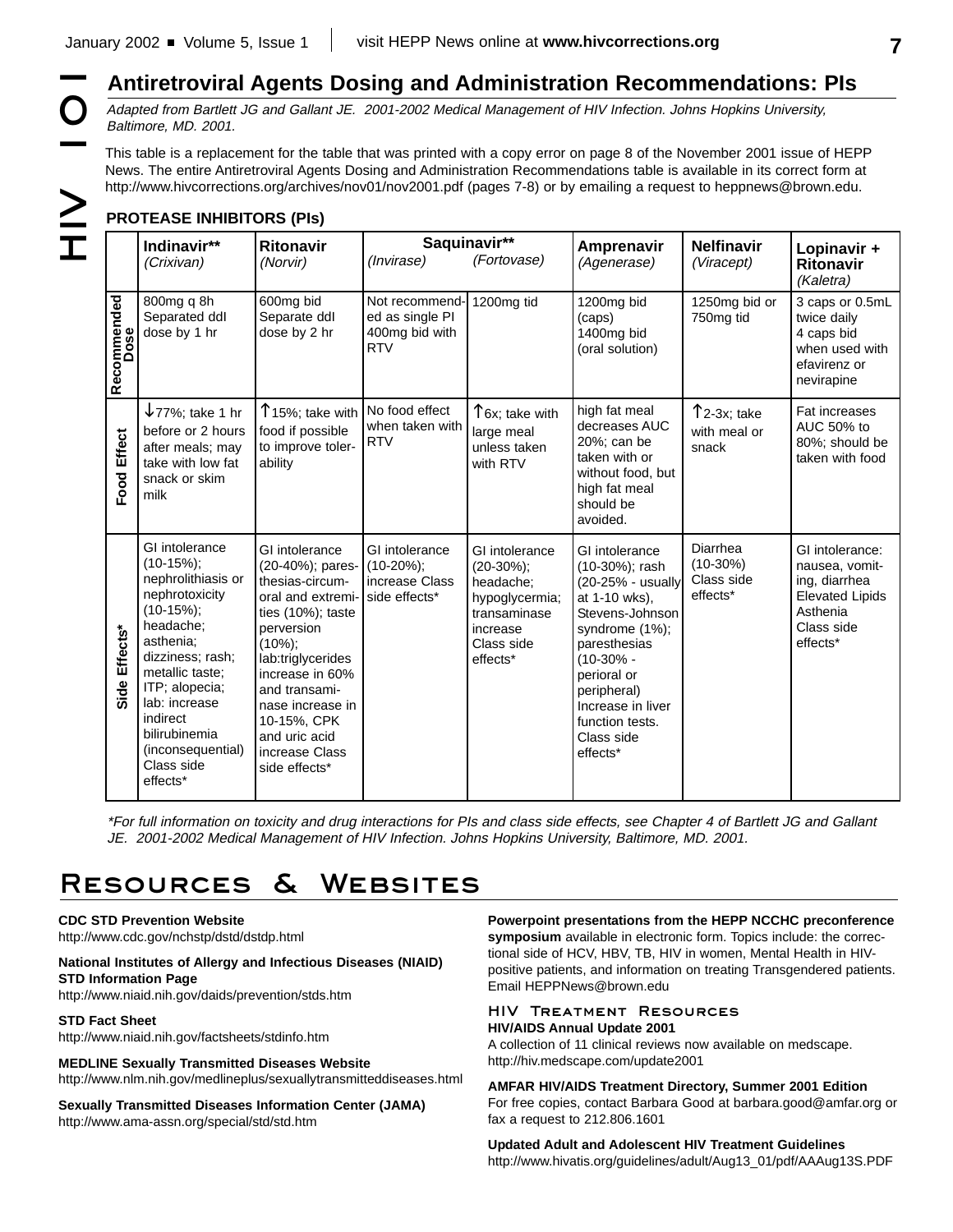# Antiretroviral Agents Dosing and Administration Recommendations: PIs

*Adapted from Bartlett JG and Gallant JE. 2001-2002 Medical Management of HIV Infection. Johns Hopkins University, Baltimore, MD. 2001.*

This table is a replacement for the table that was printed with a copy error on page 8 of the November 2001 issue of HEPP News. The entire Antiretroviral Agents Dosing and Administration Recommendations table is available in its correct form at http://www.hivcorrections.org/archives/nov01/nov2001.pdf (pages 7-8) or by emailing a request to heppnews@brown.edu.

## PROTEASE INHIBITORS (PIs)

| | **Indinavir**** *(Crixivan)* | **Ritonavir** *(Norvir)* | **Saquinavir**** *(Invirase)* | *(Fortovase)* | **Amprenavir** *(Agenerase)* | **Nelfinavir** *(Viracept)* | **Lopinavir + Ritonavir** *(Kaletra)* |
|---|---|---|---|---|---|---|---|
| **Recommended Dose** | 800mg q 8h Separated ddI dose by 1 hr | 600mg bid Separate ddI dose by 2 hr | Not recommended as single PI 400mg bid with RTV | 1200mg tid | 1200mg bid (caps) 1400mg bid (oral solution) | 1250mg bid or 750mg tid | 3 caps or 0.5mL twice daily 4 caps bid when used with efavirenz or nevirapine |
| **Food Effect** | ↓77%; take 1 hr before or 2 hours after meals; may take with low fat snack or skim milk | ↑15%; take with food if possible to improve tolerability | No food effect when taken with RTV | ↑6x; take with large meal unless taken with RTV | high fat meal decreases AUC 20%; can be taken with or without food, but high fat meal should be avoided. | ↑2-3x; take with meal or snack | Fat increases AUC 50% to 80%; should be taken with food |
| **Side Effects*** | GI intolerance (10-15%); nephrolithiasis or nephrotoxicity (10-15%); headache; asthenia; dizziness; rash; metallic taste; ITP; alopecia; lab: increase indirect bilirubinemia (inconsequential) Class side effects* | GI intolerance (20-40%); paresthesias-circumoral and extremities (10%); taste perversion (10%); lab:triglycerides increase in 60% and transaminase increase in 10-15%, CPK and uric acid increase Class side effects* | GI intolerance (10-20%); increase Class side effects* | GI intolerance (20-30%); headache; hypoglycermia; transaminase increase Class side effects* | GI intolerance (10-30%); rash (20-25% - usually at 1-10 wks), Stevens-Johnson syndrome (1%); paresthesias (10-30% - perioral or peripheral) Increase in liver function tests. Class side effects* | Diarrhea (10-30%) Class side effects* | GI intolerance: nausea, vomiting, diarrhea Elevated Lipids Asthenia Class side effects* |

*\*For full information on toxicity and drug interactions for PIs and class side effects, see Chapter 4 of Bartlett JG and Gallant JE. 2001-2002 Medical Management of HIV Infection. Johns Hopkins University, Baltimore, MD. 2001.*

# Resources & Websites

**CDC STD Prevention Website**
http://www.cdc.gov/nchstp/dstd/dstdp.html

**National Institutes of Allergy and Infectious Diseases (NIAID) STD Information Page**
http://www.niaid.nih.gov/daids/prevention/stds.htm

**STD Fact Sheet**
http://www.niaid.nih.gov/factsheets/stdinfo.htm

**MEDLINE Sexually Transmitted Diseases Website**
http://www.nlm.nih.gov/medlineplus/sexuallytransmitteddiseases.html

**Sexually Transmitted Diseases Information Center (JAMA)**
http://www.ama-assn.org/special/std/std.htm

**Powerpoint presentations from the HEPP NCCHC preconference symposium** available in electronic form. Topics include: the correctional side of HCV, HBV, TB, HIV in women, Mental Health in HIV-positive patients, and information on treating Transgendered patients. Email HEPPNews@brown.edu

## HIV Treatment Resources

**HIV/AIDS Annual Update 2001**
A collection of 11 clinical reviews now available on medscape.
http://hiv.medscape.com/update2001

**AMFAR HIV/AIDS Treatment Directory, Summer 2001 Edition**
For free copies, contact Barbara Good at barbara.good@amfar.org or fax a request to 212.806.1601

**Updated Adult and Adolescent HIV Treatment Guidelines**
http://www.hivatis.org/guidelines/adult/Aug13_01/pdf/AAAug13S.PDF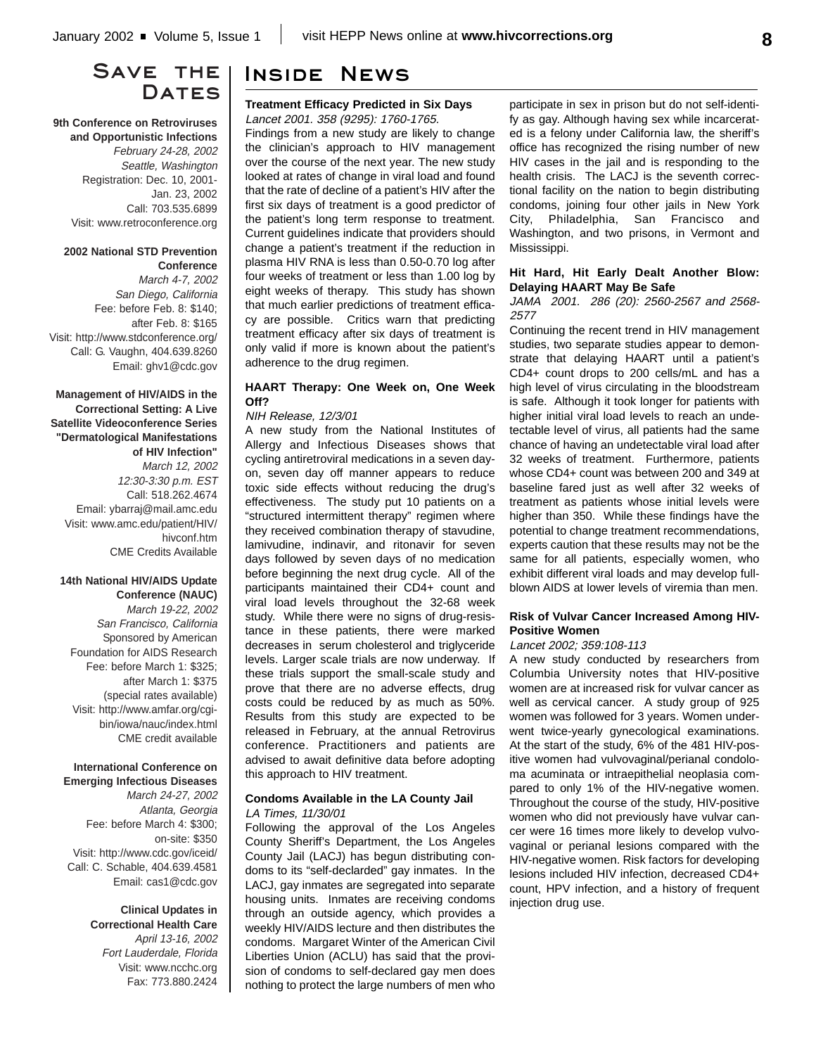# Save the Dates

**9th Conference on Retroviruses and Opportunistic Infections**
*February 24-28, 2002*
*Seattle, Washington*
Registration: Dec. 10, 2001-Jan. 23, 2002
Call: 703.535.6899
Visit: www.retroconference.org

**2002 National STD Prevention Conference**
*March 4-7, 2002*
*San Diego, California*
Fee: before Feb. 8: $140; after Feb. 8: $165
Visit: http://www.stdconference.org/
Call: G. Vaughn, 404.639.8260
Email: ghv1@cdc.gov

**Management of HIV/AIDS in the Correctional Setting: A Live Satellite Videoconference Series "Dermatological Manifestations of HIV Infection"**
*March 12, 2002*
*12:30-3:30 p.m. EST*
Call: 518.262.4674
Email: ybarraj@mail.amc.edu
Visit: www.amc.edu/patient/HIV/hivconf.htm
CME Credits Available

**14th National HIV/AIDS Update Conference (NAUC)**
*March 19-22, 2002*
*San Francisco, California*
Sponsored by American Foundation for AIDS Research
Fee: before March 1: $325; after March 1: $375 (special rates available)
Visit: http://www.amfar.org/cgi-bin/iowa/nauc/index.html
CME credit available

**International Conference on Emerging Infectious Diseases**
*March 24-27, 2002*
*Atlanta, Georgia*
Fee: before March 4: $300; on-site: $350
Visit: http://www.cdc.gov/iceid/
Call: C. Schable, 404.639.4581
Email: cas1@cdc.gov

**Clinical Updates in Correctional Health Care**
*April 13-16, 2002*
*Fort Lauderdale, Florida*
Visit: www.ncchc.org
Fax: 773.880.2424

# Inside News

### Treatment Efficacy Predicted in Six Days

*Lancet 2001. 358 (9295): 1760-1765.*

Findings from a new study are likely to change the clinician's approach to HIV management over the course of the next year. The new study looked at rates of change in viral load and found that the rate of decline of a patient's HIV after the first six days of treatment is a good predictor of the patient's long term response to treatment. Current guidelines indicate that providers should change a patient's treatment if the reduction in plasma HIV RNA is less than 0.50-0.70 log after four weeks of treatment or less than 1.00 log by eight weeks of therapy. This study has shown that much earlier predictions of treatment efficacy are possible. Critics warn that predicting treatment efficacy after six days of treatment is only valid if more is known about the patient's adherence to the drug regimen.

### HAART Therapy: One Week on, One Week Off?

*NIH Release, 12/3/01*

A new study from the National Institutes of Allergy and Infectious Diseases shows that cycling antiretroviral medications in a seven day-on, seven day off manner appears to reduce toxic side effects without reducing the drug's effectiveness. The study put 10 patients on a "structured intermittent therapy" regimen where they received combination therapy of stavudine, lamivudine, indinavir, and ritonavir for seven days followed by seven days of no medication before beginning the next drug cycle. All of the participants maintained their CD4+ count and viral load levels throughout the 32-68 week study. While there were no signs of drug-resistance in these patients, there were marked decreases in serum cholesterol and triglyceride levels. Larger scale trials are now underway. If these trials support the small-scale study and prove that there are no adverse effects, drug costs could be reduced by as much as 50%. Results from this study are expected to be released in February, at the annual Retrovirus conference. Practitioners and patients are advised to await definitive data before adopting this approach to HIV treatment.

### Condoms Available in the LA County Jail

*LA Times, 11/30/01*

Following the approval of the Los Angeles County Sheriff's Department, the Los Angeles County Jail (LACJ) has begun distributing condoms to its "self-declarded" gay inmates. In the LACJ, gay inmates are segregated into separate housing units. Inmates are receiving condoms through an outside agency, which provides a weekly HIV/AIDS lecture and then distributes the condoms. Margaret Winter of the American Civil Liberties Union (ACLU) has said that the provision of condoms to self-declared gay men does nothing to protect the large numbers of men who participate in sex in prison but do not self-identify as gay. Although having sex while incarcerated is a felony under California law, the sheriff's office has recognized the rising number of new HIV cases in the jail and is responding to the health crisis. The LACJ is the seventh correctional facility on the nation to begin distributing condoms, joining four other jails in New York City, Philadelphia, San Francisco and Washington, and two prisons, in Vermont and Mississippi.

### Hit Hard, Hit Early Dealt Another Blow: Delaying HAART May Be Safe

*JAMA 2001. 286 (20): 2560-2567 and 2568-2577*

Continuing the recent trend in HIV management studies, two separate studies appear to demonstrate that delaying HAART until a patient's CD4+ count drops to 200 cells/mL and has a high level of virus circulating in the bloodstream is safe. Although it took longer for patients with higher initial viral load levels to reach an undetectable level of virus, all patients had the same chance of having an undetectable viral load after 32 weeks of treatment. Furthermore, patients whose CD4+ count was between 200 and 349 at baseline fared just as well after 32 weeks of treatment as patients whose initial levels were higher than 350. While these findings have the potential to change treatment recommendations, experts caution that these results may not be the same for all patients, especially women, who exhibit different viral loads and may develop full-blown AIDS at lower levels of viremia than men.

### Risk of Vulvar Cancer Increased Among HIV-Positive Women

*Lancet 2002; 359:108-113*

A new study conducted by researchers from Columbia University notes that HIV-positive women are at increased risk for vulvar cancer as well as cervical cancer. A study group of 925 women was followed for 3 years. Women underwent twice-yearly gynecological examinations. At the start of the study, 6% of the 481 HIV-positive women had vulvovaginal/perianal condoloma acuminata or intraepithelial neoplasia compared to only 1% of the HIV-negative women. Throughout the course of the study, HIV-positive women who did not previously have vulvar cancer were 16 times more likely to develop vulvovaginal or perianal lesions compared with the HIV-negative women. Risk factors for developing lesions included HIV infection, decreased CD4+ count, HPV infection, and a history of frequent injection drug use.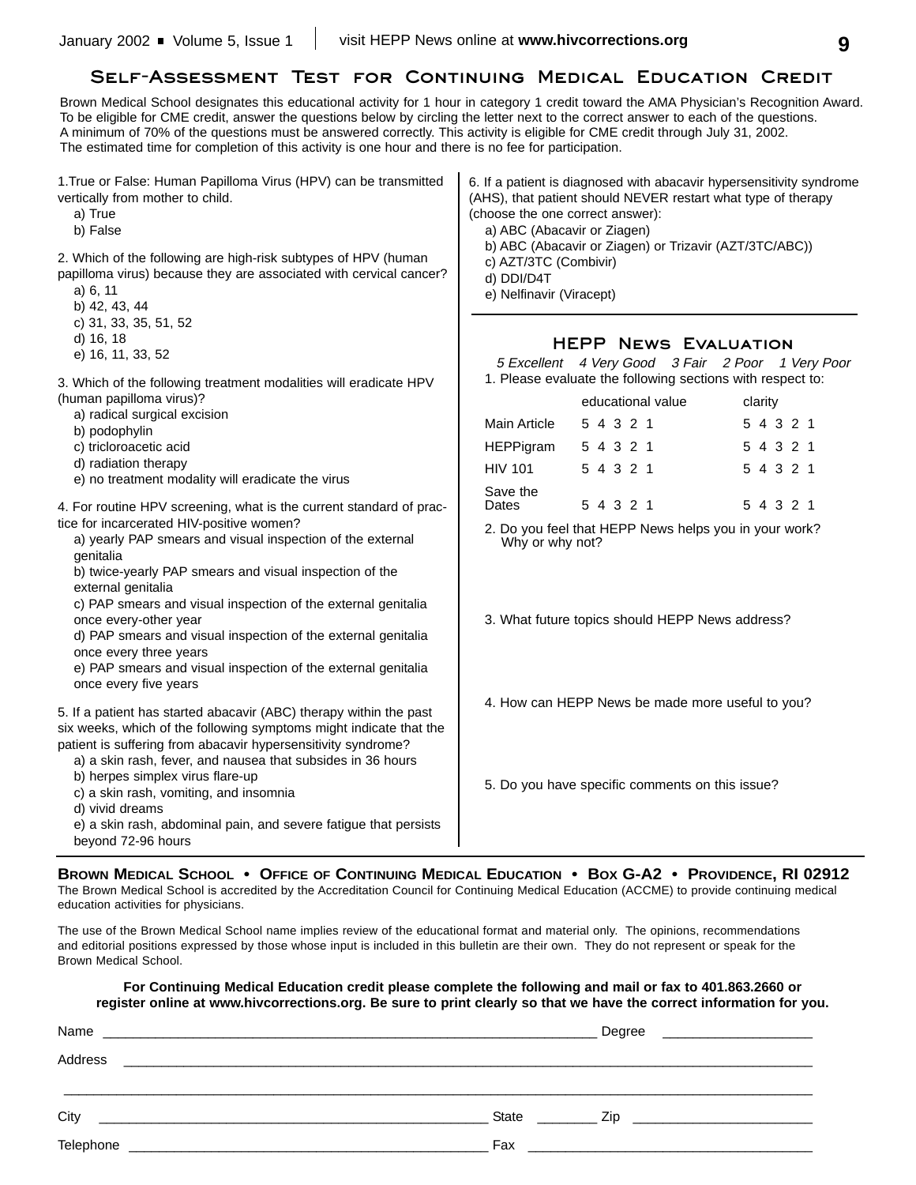## Self-Assessment Test for Continuing Medical Education Credit

Brown Medical School designates this educational activity for 1 hour in category 1 credit toward the AMA Physician's Recognition Award. To be eligible for CME credit, answer the questions below by circling the letter next to the correct answer to each of the questions. A minimum of 70% of the questions must be answered correctly. This activity is eligible for CME credit through July 31, 2002. The estimated time for completion of this activity is one hour and there is no fee for participation.

1.True or False: Human Papilloma Virus (HPV) can be transmitted vertically from mother to child.
- a) True
- b) False

2. Which of the following are high-risk subtypes of HPV (human papilloma virus) because they are associated with cervical cancer?
- a) 6, 11
- b) 42, 43, 44
- c) 31, 33, 35, 51, 52
- d) 16, 18
- e) 16, 11, 33, 52

3. Which of the following treatment modalities will eradicate HPV (human papilloma virus)?
- a) radical surgical excision
- b) podophylin
- c) tricloroacetic acid
- d) radiation therapy
- e) no treatment modality will eradicate the virus

4. For routine HPV screening, what is the current standard of practice for incarcerated HIV-positive women?
- a) yearly PAP smears and visual inspection of the external genitalia
- b) twice-yearly PAP smears and visual inspection of the external genitalia
- c) PAP smears and visual inspection of the external genitalia once every-other year
- d) PAP smears and visual inspection of the external genitalia once every three years
- e) PAP smears and visual inspection of the external genitalia once every five years

5. If a patient has started abacavir (ABC) therapy within the past six weeks, which of the following symptoms might indicate that the patient is suffering from abacavir hypersensitivity syndrome?
- a) a skin rash, fever, and nausea that subsides in 36 hours
- b) herpes simplex virus flare-up
- c) a skin rash, vomiting, and insomnia
- d) vivid dreams
- e) a skin rash, abdominal pain, and severe fatigue that persists beyond 72-96 hours

6. If a patient is diagnosed with abacavir hypersensitivity syndrome (AHS), that patient should NEVER restart what type of therapy (choose the one correct answer):
- a) ABC (Abacavir or Ziagen)
- b) ABC (Abacavir or Ziagen) or Trizavir (AZT/3TC/ABC))
- c) AZT/3TC (Combivir)
- d) DDI/D4T
- e) Nelfinavir (Viracept)

## HEPP News Evaluation

*5 Excellent 4 Very Good 3 Fair 2 Poor 1 Very Poor*

1. Please evaluate the following sections with respect to:

| | educational value | clarity |
|---|---|---|
| Main Article | 5 4 3 2 1 | 5 4 3 2 1 |
| HEPPigram | 5 4 3 2 1 | 5 4 3 2 1 |
| HIV 101 | 5 4 3 2 1 | 5 4 3 2 1 |
| Save the Dates | 5 4 3 2 1 | 5 4 3 2 1 |

2. Do you feel that HEPP News helps you in your work? Why or why not?

3. What future topics should HEPP News address?

4. How can HEPP News be made more useful to you?

5. Do you have specific comments on this issue?

**Brown Medical School • Office of Continuing Medical Education • Box G-A2 • Providence, RI 02912**

The Brown Medical School is accredited by the Accreditation Council for Continuing Medical Education (ACCME) to provide continuing medical education activities for physicians.

The use of the Brown Medical School name implies review of the educational format and material only. The opinions, recommendations and editorial positions expressed by those whose input is included in this bulletin are their own. They do not represent or speak for the Brown Medical School.

**For Continuing Medical Education credit please complete the following and mail or fax to 401.863.2660 or register online at www.hivcorrections.org. Be sure to print clearly so that we have the correct information for you.**

Name ______________________________ Degree ______________

Address ____________________________________________

____________________________________________

City ______________________ State ________ Zip ______________

Telephone ______________________ Fax ______________________